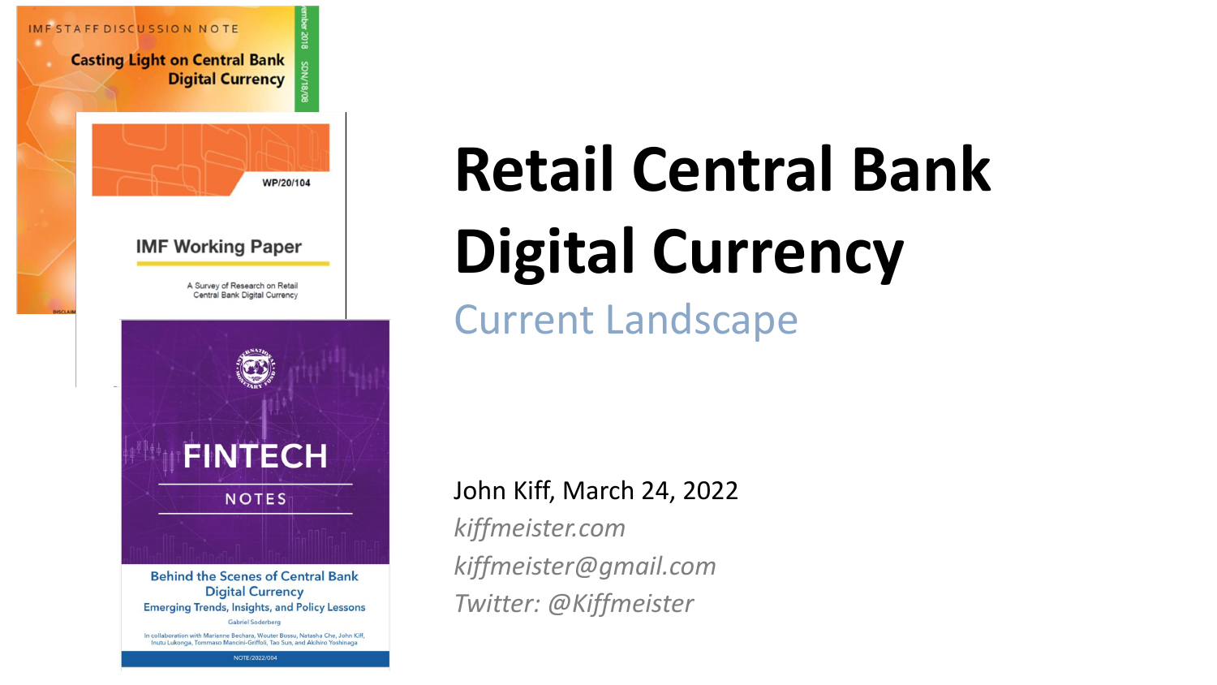IMF STAFF DISCUSSION NOTE

Casting Light on Central Bank Digital Currency

IMF Working Paper

WP/20/104

A Survey of Research on Retail Central Bank Digital Currency

FINTECH NOTES

Behind the Scenes of Central Bank Digital Currency

Emerging Trends, Insights, and Policy Lessons

Gabriel Soderberg

In collaboration with Marianne Bechara, Wouter Bossu, Natasha Che, John Kiff, Inutu Lukonga, Tommaso Mancini-Griffoli, Tao Sun, and Akihiro Yoshinaga

NOTE/2022/004

# Retail Central Bank Digital Currency

## Current Landscape

John Kiff, March 24, 2022

*kiffmeister.com*

*kiffmeister@gmail.com*

*Twitter: @Kiffmeister*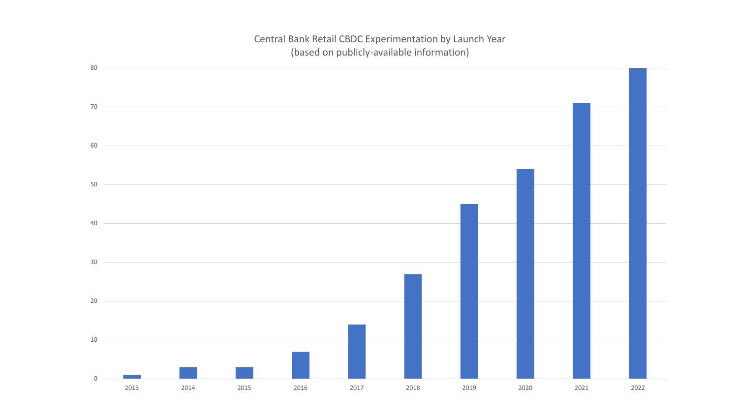Central Bank Retail CBDC Experimentation by Launch Year
(based on publicly-available information)

| Launch Year | Count |
| --- | --- |
| 2013 | 1 |
| 2014 | 3 |
| 2015 | 3 |
| 2016 | 7 |
| 2017 | 14 |
| 2018 | 27 |
| 2019 | 45 |
| 2020 | 54 |
| 2021 | 71 |
| 2022 | 80 |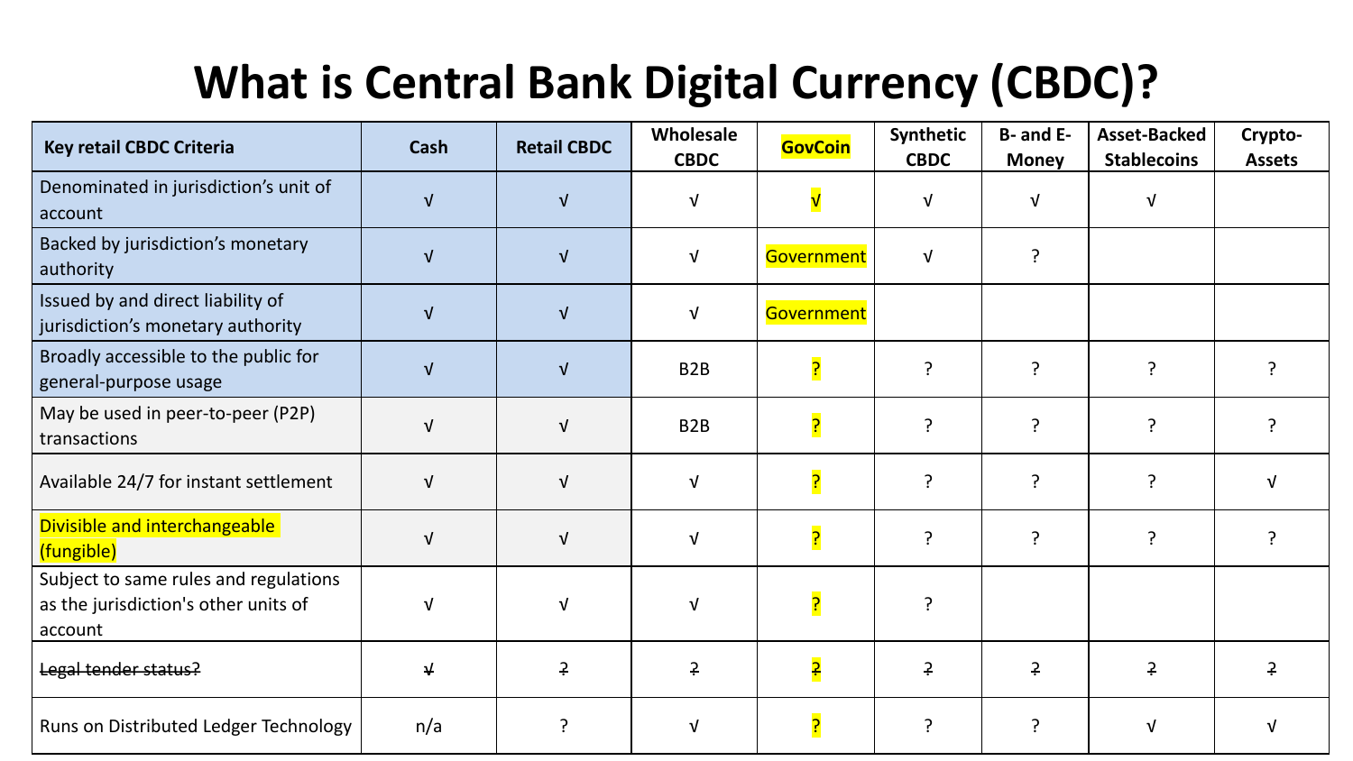# What is Central Bank Digital Currency (CBDC)?

| Key retail CBDC Criteria | Cash | Retail CBDC | Wholesale CBDC | GovCoin | Synthetic CBDC | B- and E-Money | Asset-Backed Stablecoins | Crypto-Assets |
|---|---|---|---|---|---|---|---|---|
| Denominated in jurisdiction's unit of account | √ | √ | √ | √ | √ | √ | √ | |
| Backed by jurisdiction's monetary authority | √ | √ | √ | Government | √ | ? | | |
| Issued by and direct liability of jurisdiction's monetary authority | √ | √ | √ | Government | | | | |
| Broadly accessible to the public for general-purpose usage | √ | √ | B2B | ? | ? | ? | ? | ? |
| May be used in peer-to-peer (P2P) transactions | √ | √ | B2B | ? | ? | ? | ? | ? |
| Available 24/7 for instant settlement | √ | √ | √ | ? | ? | ? | ? | √ |
| Divisible and interchangeable (fungible) | √ | √ | √ | ? | ? | ? | ? | ? |
| Subject to same rules and regulations as the jurisdiction's other units of account | √ | √ | √ | ? | ? | | | |
| ~~Legal tender status?~~ | ~~√~~ | ~~?~~ | ~~?~~ | ~~?~~ | ~~?~~ | ~~?~~ | ~~?~~ | ~~?~~ |
| Runs on Distributed Ledger Technology | n/a | ? | √ | ? | ? | ? | √ | √ |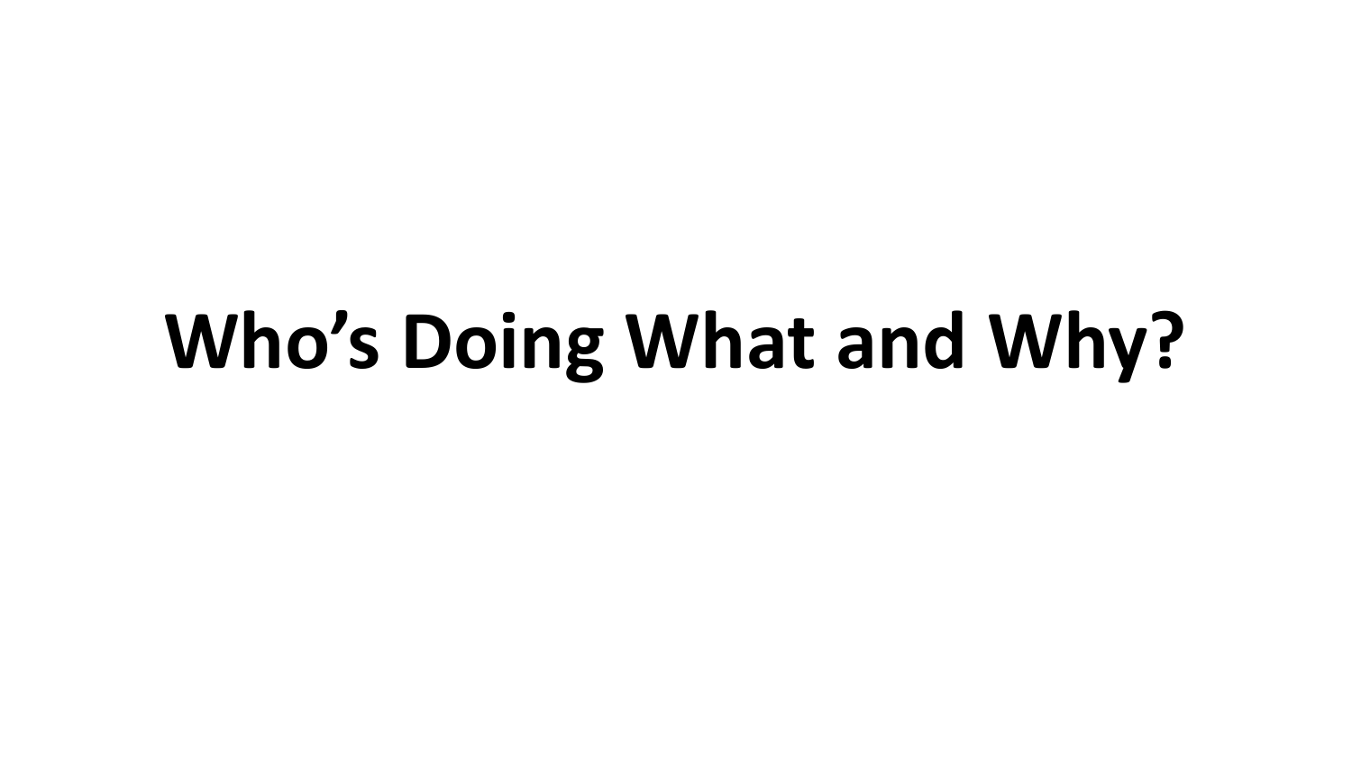# Who’s Doing What and Why?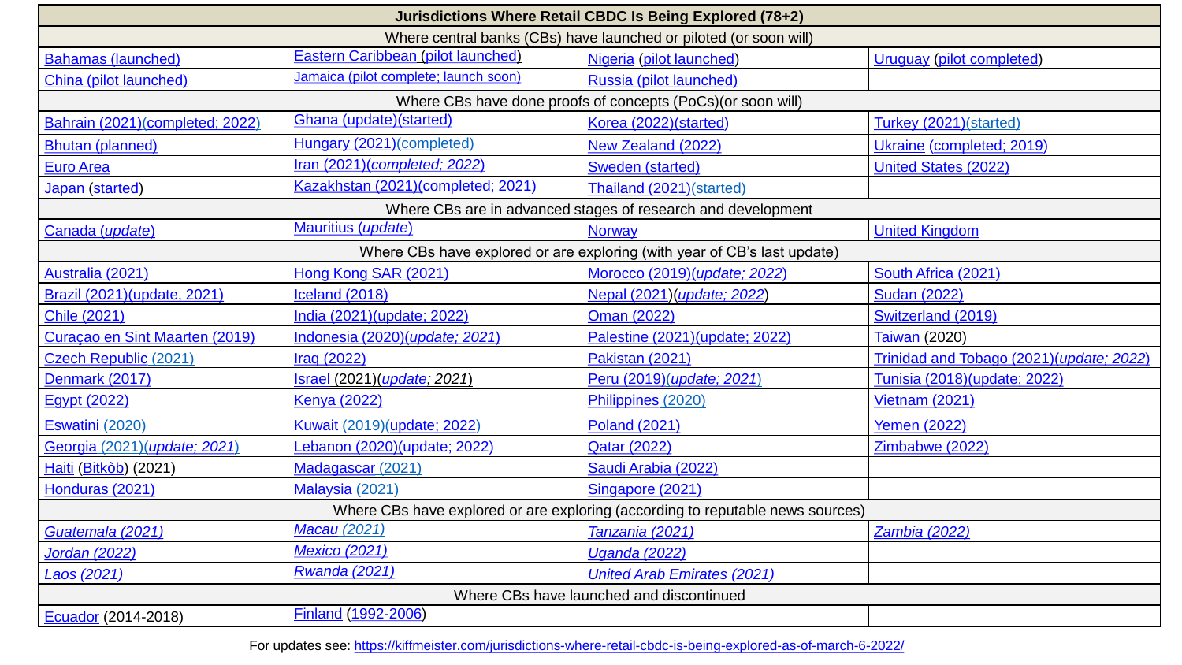| Jurisdictions Where Retail CBDC Is Being Explored (78+2) | | | |
|---|---|---|---|
| Where central banks (CBs) have launched or piloted (or soon will) | | | |
| Bahamas (launched) | Eastern Caribbean (pilot launched) | Nigeria (pilot launched) | Uruguay (pilot completed) |
| China (pilot launched) | Jamaica (pilot complete; launch soon) | Russia (pilot launched) | |
| Where CBs have done proofs of concepts (PoCs)(or soon will) | | | |
| Bahrain (2021)(completed; 2022) | Ghana (update)(started) | Korea (2022)(started) | Turkey (2021)(started) |
| Bhutan (planned) | Hungary (2021)(completed) | New Zealand (2022) | Ukraine (completed; 2019) |
| Euro Area | Iran (2021)(*completed; 2022*) | Sweden (started) | United States (2022) |
| Japan (started) | Kazakhstan (2021)(completed; 2021) | Thailand (2021)(started) | |
| Where CBs are in advanced stages of research and development | | | |
| Canada (*update*) | Mauritius (*update*) | Norway | United Kingdom |
| Where CBs have explored or are exploring (with year of CB's last update) | | | |
| Australia (2021) | Hong Kong SAR (2021) | Morocco (2019)(*update; 2022*) | South Africa (2021) |
| Brazil (2021)(update, 2021) | Iceland (2018) | Nepal (2021)(*update; 2022*) | Sudan (2022) |
| Chile (2021) | India (2021)(update; 2022) | Oman (2022) | Switzerland (2019) |
| Curaçao en Sint Maarten (2019) | Indonesia (2020)(*update; 2021*) | Palestine (2021)(update; 2022) | Taiwan (2020) |
| Czech Republic (2021) | Iraq (2022) | Pakistan (2021) | Trinidad and Tobago (2021)(*update; 2022*) |
| Denmark (2017) | Israel (2021)(*update; 2021*) | Peru (2019)(*update; 2021*) | Tunisia (2018)(update; 2022) |
| Egypt (2022) | Kenya (2022) | Philippines (2020) | Vietnam (2021) |
| Eswatini (2020) | Kuwait (2019)(update; 2022) | Poland (2021) | Yemen (2022) |
| Georgia (2021)(*update; 2021*) | Lebanon (2020)(update; 2022) | Qatar (2022) | Zimbabwe (2022) |
| Haiti (Bitkòb) (2021) | Madagascar (2021) | Saudi Arabia (2022) | |
| Honduras (2021) | Malaysia (2021) | Singapore (2021) | |
| Where CBs have explored or are exploring (according to reputable news sources) | | | |
| *Guatemala (2021)* | *Macau (2021)* | *Tanzania (2021)* | *Zambia (2022)* |
| *Jordan (2022)* | *Mexico (2021)* | *Uganda (2022)* | |
| *Laos (2021)* | *Rwanda (2021)* | *United Arab Emirates (2021)* | |
| Where CBs have launched and discontinued | | | |
| Ecuador (2014-2018) | Finland (1992-2006) | | |

For updates see: https://kiffmeister.com/jurisdictions-where-retail-cbdc-is-being-explored-as-of-march-6-2022/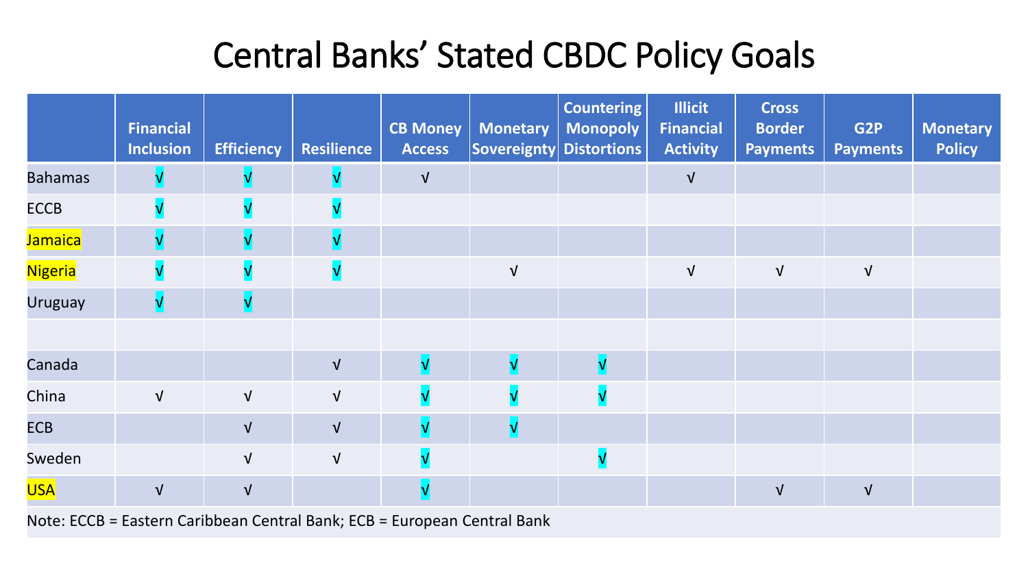# Central Banks' Stated CBDC Policy Goals

| | Financial Inclusion | Efficiency | Resilience | CB Money Access | Monetary Sovereignty | Countering Monopoly Distortions | Illicit Financial Activity | Cross Border Payments | G2P Payments | Monetary Policy |
|---|---|---|---|---|---|---|---|---|---|---|
| Bahamas | √ | √ | √ | √ | | | √ | | | |
| ECCB | √ | √ | √ | | | | | | | |
| Jamaica | √ | √ | √ | | | | | | | |
| Nigeria | √ | √ | √ | | √ | | √ | √ | √ | |
| Uruguay | √ | √ | | | | | | | | |
| | | | | | | | | | | |
| Canada | | | √ | √ | √ | √ | | | | |
| China | √ | √ | √ | √ | √ | √ | | | | |
| ECB | | √ | √ | √ | √ | | | | | |
| Sweden | | √ | √ | √ | | √ | | | | |
| USA | √ | √ | | √ | | | | √ | √ | |

Note: ECCB = Eastern Caribbean Central Bank; ECB = European Central Bank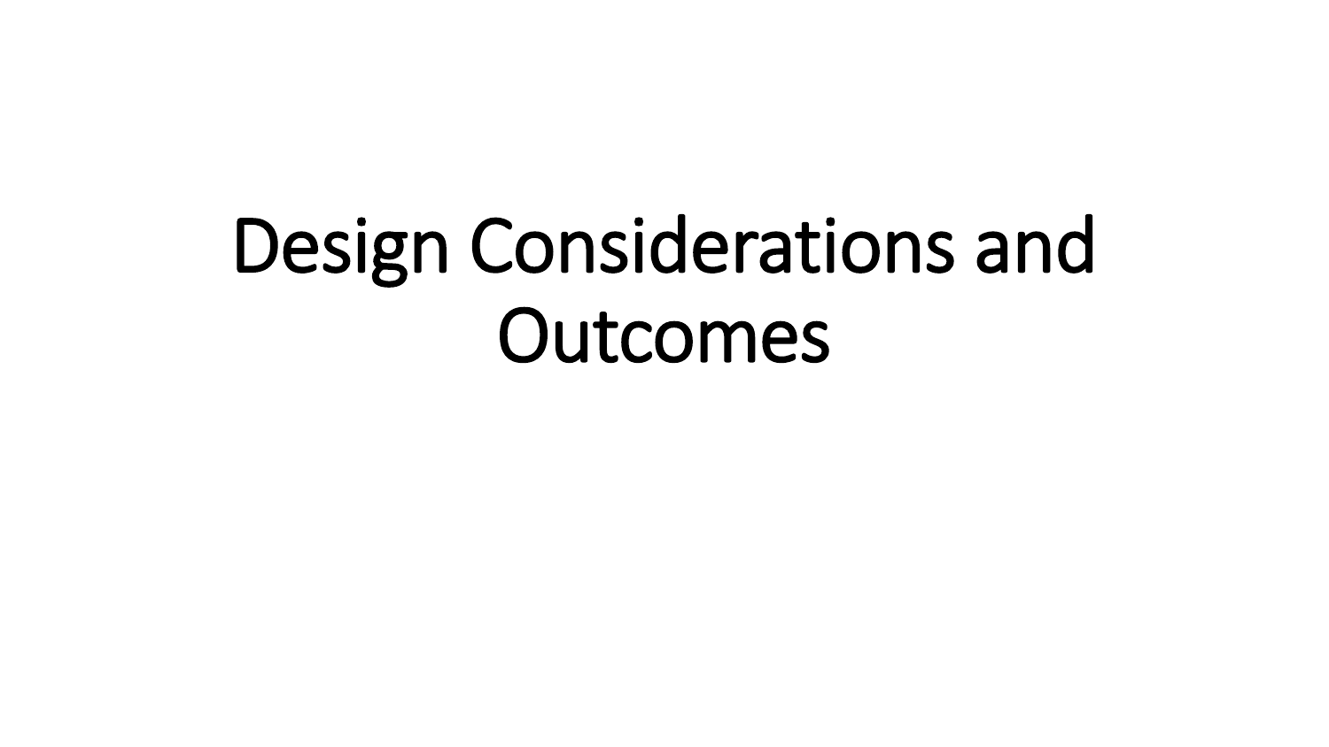# Design Considerations and Outcomes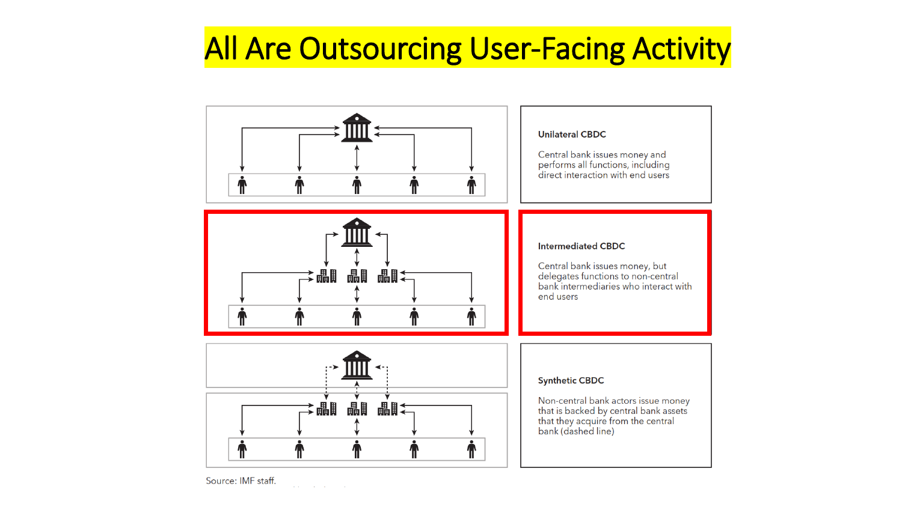# All Are Outsourcing User-Facing Activity

**Unilateral CBDC**

Central bank issues money and performs all functions, including direct interaction with end users

**Intermediated CBDC**

Central bank issues money, but delegates functions to non-central bank intermediaries who interact with end users

**Synthetic CBDC**

Non-central bank actors issue money that is backed by central bank assets that they acquire from the central bank (dashed line)

Source: IMF staff.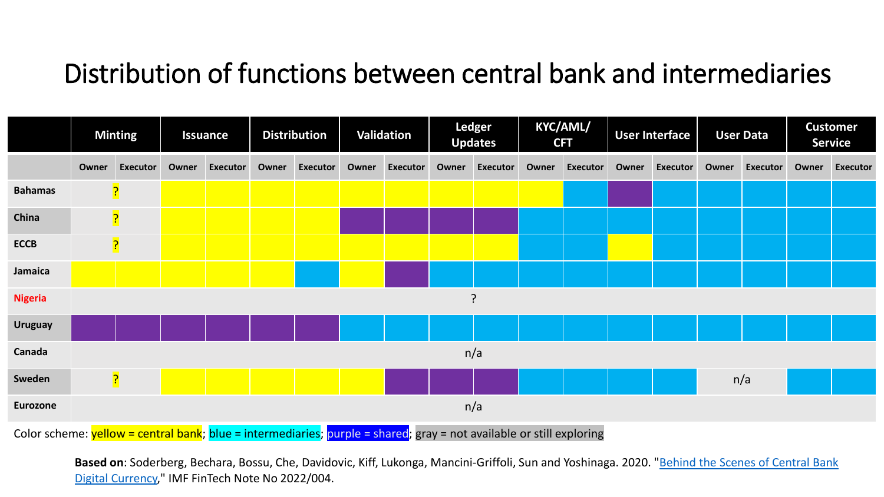# Distribution of functions between central bank and intermediaries

| | Minting | | Issuance | | Distribution | | Validation | | Ledger Updates | | KYC/AML/ CFT | | User Interface | | User Data | | Customer Service | |
|---|---|---|---|---|---|---|---|---|---|---|---|---|---|---|---|---|---|---|
| | Owner | Executor | Owner | Executor | Owner | Executor | Owner | Executor | Owner | Executor | Owner | Executor | Owner | Executor | Owner | Executor | Owner | Executor |
| **Bahamas** | ? | | central bank | central bank | central bank | central bank | central bank | central bank | central bank | central bank | central bank | intermediaries | shared | intermediaries | intermediaries | intermediaries | intermediaries | intermediaries |
| **China** | ? | | central bank | central bank | central bank | central bank | shared | shared | shared | shared | intermediaries | intermediaries | intermediaries | intermediaries | intermediaries | intermediaries | intermediaries | intermediaries |
| **ECCB** | ? | | central bank | central bank | central bank | central bank | central bank | central bank | central bank | central bank | intermediaries | intermediaries | central bank | intermediaries | intermediaries | intermediaries | intermediaries | intermediaries |
| **Jamaica** | central bank | central bank | central bank | central bank | central bank | intermediaries | central bank | shared | intermediaries | intermediaries | intermediaries | intermediaries | intermediaries | intermediaries | intermediaries | intermediaries | intermediaries | intermediaries |
| **Nigeria** | ? | | | | | | | | | | | | | | | | | |
| **Uruguay** | shared | shared | shared | shared | shared | shared | intermediaries | intermediaries | intermediaries | intermediaries | intermediaries | intermediaries | intermediaries | intermediaries | intermediaries | intermediaries | intermediaries | intermediaries |
| **Canada** | n/a | | | | | | | | | | | | | | | | | |
| **Sweden** | ? | | central bank | central bank | central bank | central bank | central bank | shared | shared | shared | intermediaries | intermediaries | intermediaries | intermediaries | n/a | | intermediaries | intermediaries |
| **Eurozone** | n/a | | | | | | | | | | | | | | | | | |

Color scheme: yellow = central bank; blue = intermediaries; purple = shared; gray = not available or still exploring

**Based on**: Soderberg, Bechara, Bossu, Che, Davidovic, Kiff, Lukonga, Mancini-Griffoli, Sun and Yoshinaga. 2020. "Behind the Scenes of Central Bank Digital Currency," IMF FinTech Note No 2022/004.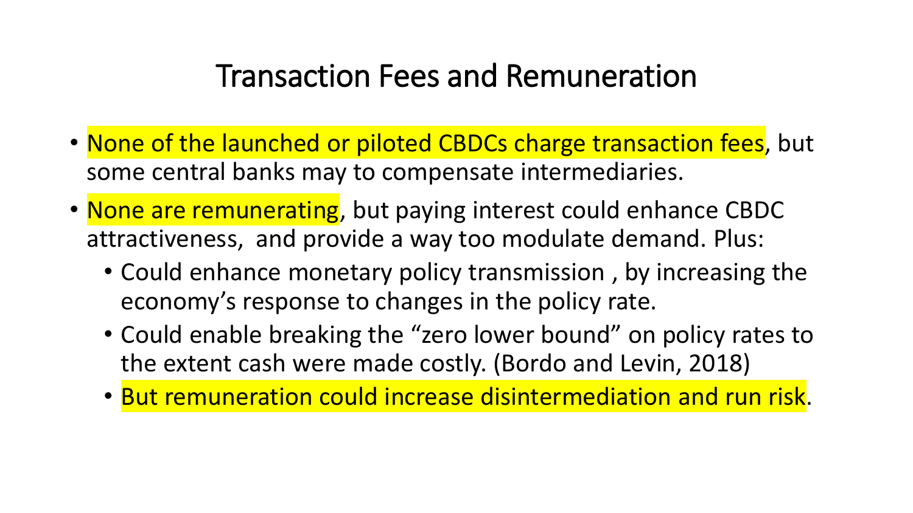# Transaction Fees and Remuneration

- None of the launched or piloted CBDCs charge transaction fees, but some central banks may to compensate intermediaries.
- None are remunerating, but paying interest could enhance CBDC attractiveness,  and provide a way too modulate demand. Plus:
  - Could enhance monetary policy transmission , by increasing the economy’s response to changes in the policy rate.
  - Could enable breaking the “zero lower bound” on policy rates to the extent cash were made costly. (Bordo and Levin, 2018)
  - But remuneration could increase disintermediation and run risk.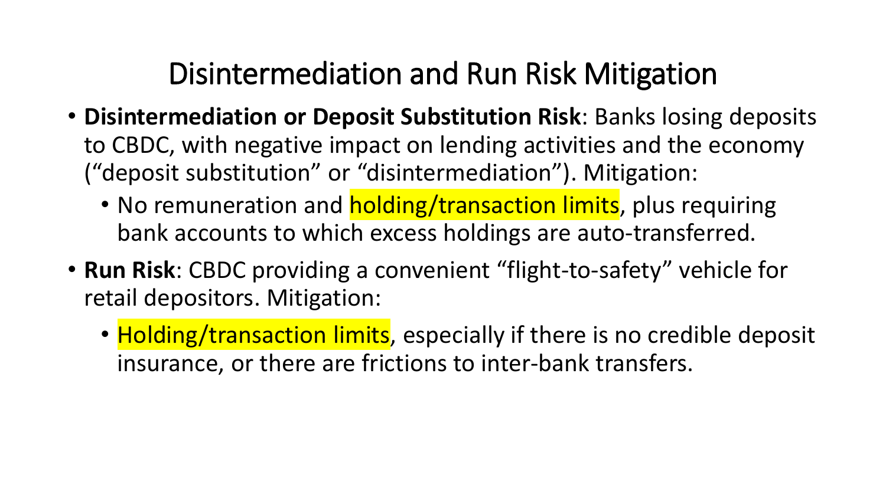# Disintermediation and Run Risk Mitigation

- **Disintermediation or Deposit Substitution Risk**: Banks losing deposits to CBDC, with negative impact on lending activities and the economy ("deposit substitution" or "disintermediation"). Mitigation:
  - No remuneration and holding/transaction limits, plus requiring bank accounts to which excess holdings are auto-transferred.
- **Run Risk**: CBDC providing a convenient "flight-to-safety" vehicle for retail depositors. Mitigation:
  - Holding/transaction limits, especially if there is no credible deposit insurance, or there are frictions to inter-bank transfers.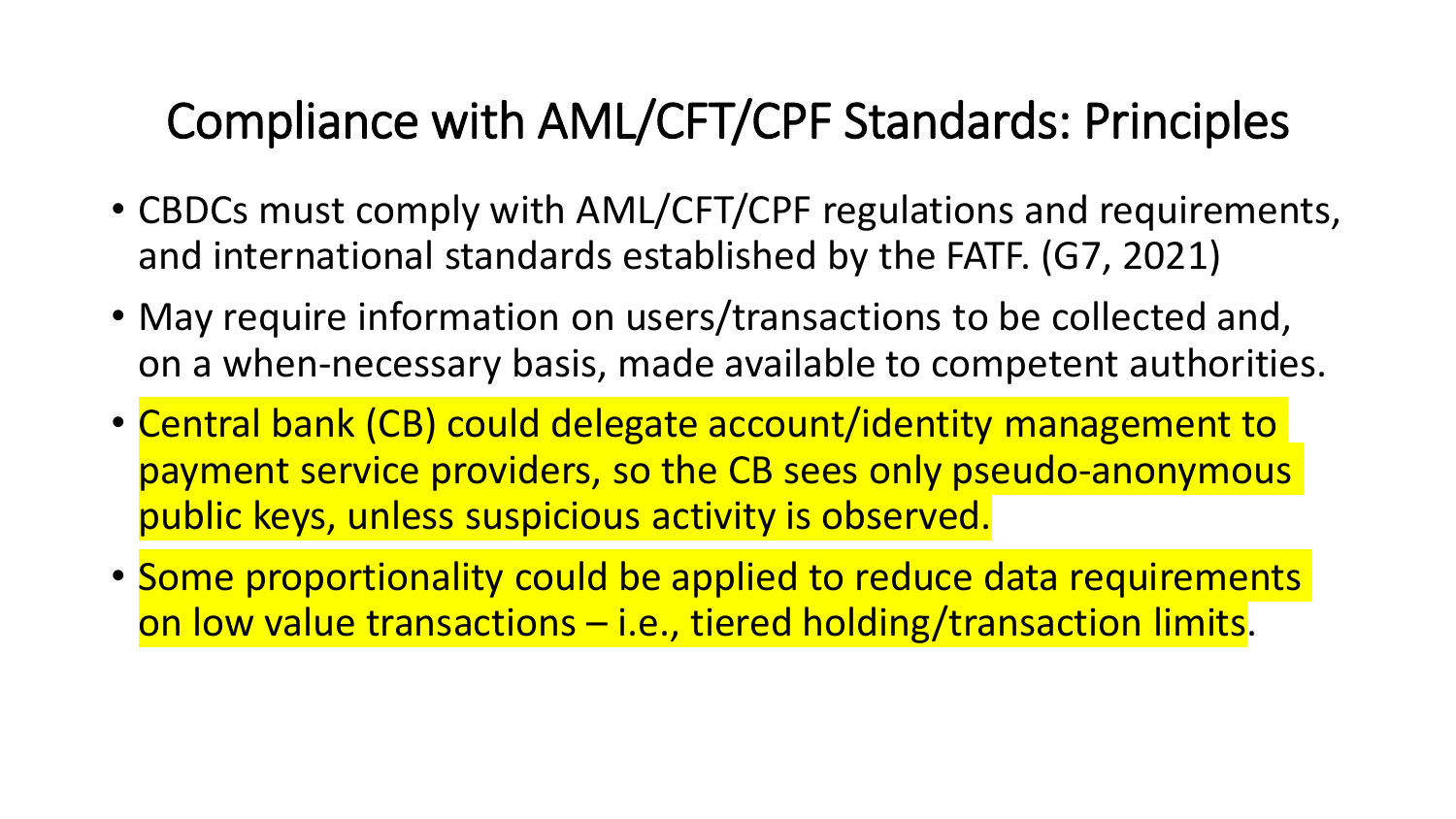# Compliance with AML/CFT/CPF Standards: Principles

- CBDCs must comply with AML/CFT/CPF regulations and requirements, and international standards established by the FATF. (G7, 2021)
- May require information on users/transactions to be collected and, on a when-necessary basis, made available to competent authorities.
- Central bank (CB) could delegate account/identity management to payment service providers, so the CB sees only pseudo-anonymous public keys, unless suspicious activity is observed.
- Some proportionality could be applied to reduce data requirements on low value transactions – i.e., tiered holding/transaction limits.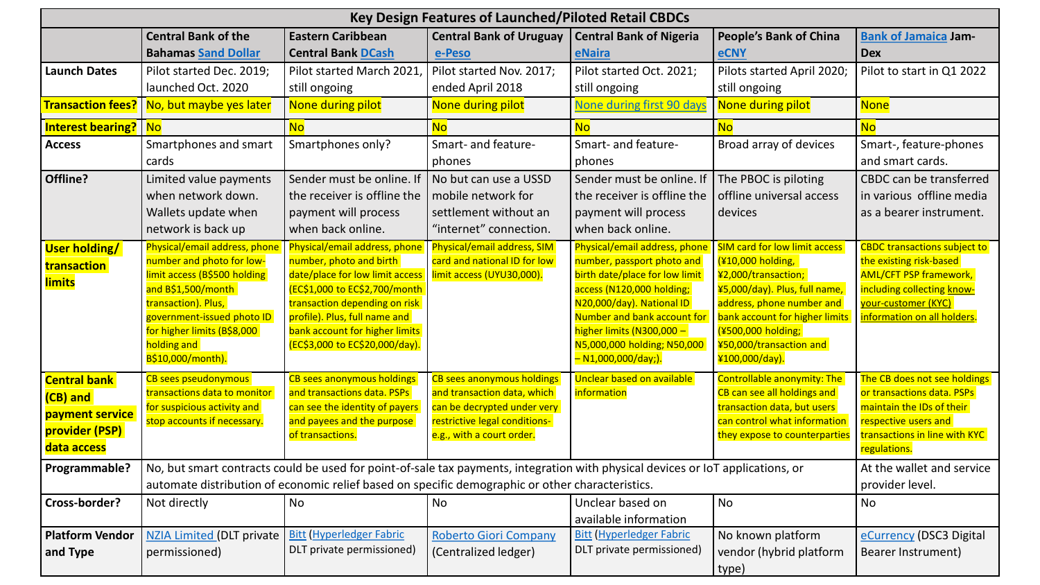| Key Design Features of Launched/Piloted Retail CBDCs | | | | | | |
|---|---|---|---|---|---|---|
| | Central Bank of the Bahamas Sand Dollar | Eastern Caribbean Central Bank DCash | Central Bank of Uruguay e-Peso | Central Bank of Nigeria eNaira | People's Bank of China eCNY | Bank of Jamaica Jam-Dex |
| **Launch Dates** | Pilot started Dec. 2019; launched Oct. 2020 | Pilot started March 2021, still ongoing | Pilot started Nov. 2017; ended April 2018 | Pilot started Oct. 2021; still ongoing | Pilots started April 2020; still ongoing | Pilot to start in Q1 2022 |
| **Transaction fees?** | No, but maybe yes later | None during pilot | None during pilot | None during first 90 days | None during pilot | None |
| **Interest bearing?** | No | No | No | No | No | No |
| **Access** | Smartphones and smart cards | Smartphones only? | Smart- and feature-phones | Smart- and feature-phones | Broad array of devices | Smart-, feature-phones and smart cards. |
| **Offline?** | Limited value payments when network down. Wallets update when network is back up | Sender must be online. If the receiver is offline the payment will process when back online. | No but can use a USSD mobile network for settlement without an "internet" connection. | Sender must be online. If the receiver is offline the payment will process when back online. | The PBOC is piloting offline universal access devices | CBDC can be transferred in various offline media as a bearer instrument. |
| **User holding/ transaction limits** | Physical/email address, phone number and photo for low-limit access (B$500 holding and B$1,500/month transaction). Plus, government-issued photo ID for higher limits (B$8,000 holding and B$10,000/month). | Physical/email address, phone number, photo and birth date/place for low limit access (EC$1,000 to EC$2,700/month transaction depending on risk profile). Plus, full name and bank account for higher limits (EC$3,000 to EC$20,000/day). | Physical/email address, SIM card and national ID for low limit access (UYU30,000). | Physical/email address, phone number, passport photo and birth date/place for low limit access (N120,000 holding; N20,000/day). National ID Number and bank account for higher limits (N300,000 – N5,000,000 holding; N50,000 – N1,000,000/day;). | SIM card for low limit access (¥10,000 holding, ¥2,000/transaction; ¥5,000/day). Plus, full name, address, phone number and bank account for higher limits (¥500,000 holding; ¥50,000/transaction and ¥100,000/day). | CBDC transactions subject to the existing risk-based AML/CFT PSP framework, including collecting know-your-customer (KYC) information on all holders. |
| **Central bank (CB) and payment service provider (PSP) data access** | CB sees pseudonymous transactions data to monitor for suspicious activity and stop accounts if necessary. | CB sees anonymous holdings and transactions data. PSPs can see the identity of payers and payees and the purpose of transactions. | CB sees anonymous holdings and transaction data, which can be decrypted under very restrictive legal conditions- e.g., with a court order. | Unclear based on available information | Controllable anonymity: The CB can see all holdings and transaction data, but users can control what information they expose to counterparties | The CB does not see holdings or transactions data. PSPs maintain the IDs of their respective users and transactions in line with KYC regulations. |
| **Programmable?** | No, but smart contracts could be used for point-of-sale tax payments, integration with physical devices or IoT applications, or automate distribution of economic relief based on specific demographic or other characteristics. | | | | | At the wallet and service provider level. |
| **Cross-border?** | Not directly | No | No | Unclear based on available information | No | No |
| **Platform Vendor and Type** | NZIA Limited (DLT private permissioned) | Bitt (Hyperledger Fabric DLT private permissioned) | Roberto Giori Company (Centralized ledger) | Bitt (Hyperledger Fabric DLT private permissioned) | No known platform vendor (hybrid platform type) | eCurrency (DSC3 Digital Bearer Instrument) |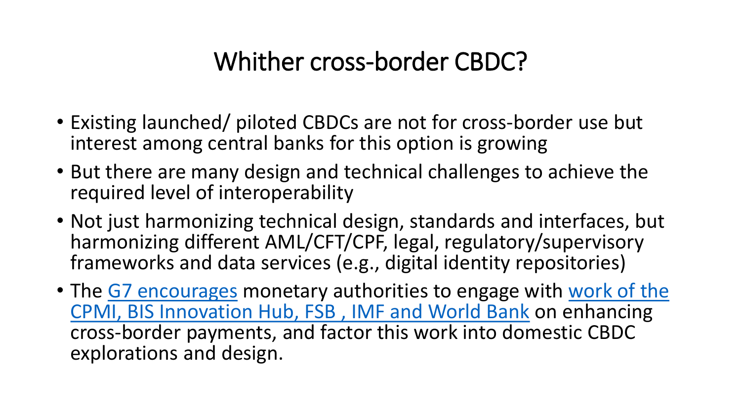# Whither cross-border CBDC?

- Existing launched/ piloted CBDCs are not for cross-border use but interest among central banks for this option is growing
- But there are many design and technical challenges to achieve the required level of interoperability
- Not just harmonizing technical design, standards and interfaces, but harmonizing different AML/CFT/CPF, legal, regulatory/supervisory frameworks and data services (e.g., digital identity repositories)
- The G7 encourages monetary authorities to engage with work of the CPMI, BIS Innovation Hub, FSB , IMF and World Bank on enhancing cross-border payments, and factor this work into domestic CBDC explorations and design.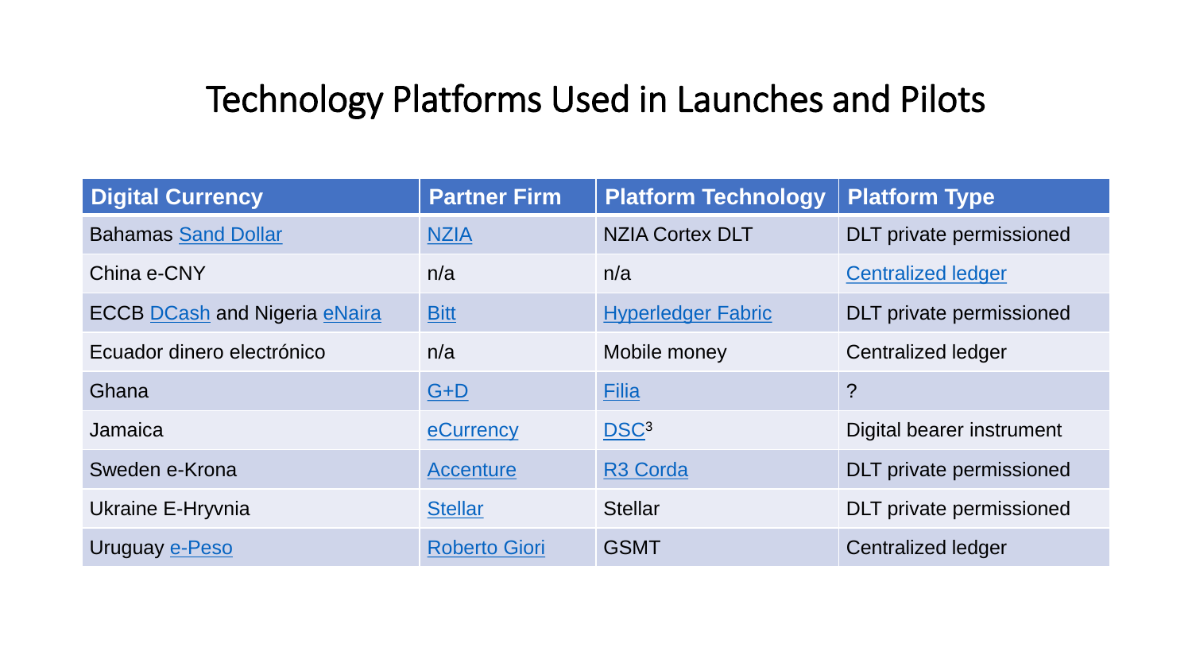# Technology Platforms Used in Launches and Pilots

| Digital Currency | Partner Firm | Platform Technology | Platform Type |
|---|---|---|---|
| Bahamas Sand Dollar | NZIA | NZIA Cortex DLT | DLT private permissioned |
| China e-CNY | n/a | n/a | Centralized ledger |
| ECCB DCash and Nigeria eNaira | Bitt | Hyperledger Fabric | DLT private permissioned |
| Ecuador dinero electrónico | n/a | Mobile money | Centralized ledger |
| Ghana | G+D | Filia | ? |
| Jamaica | eCurrency | DSC[3] | Digital bearer instrument |
| Sweden e-Krona | Accenture | R3 Corda | DLT private permissioned |
| Ukraine E-Hryvnia | Stellar | Stellar | DLT private permissioned |
| Uruguay e-Peso | Roberto Giori | GSMT | Centralized ledger |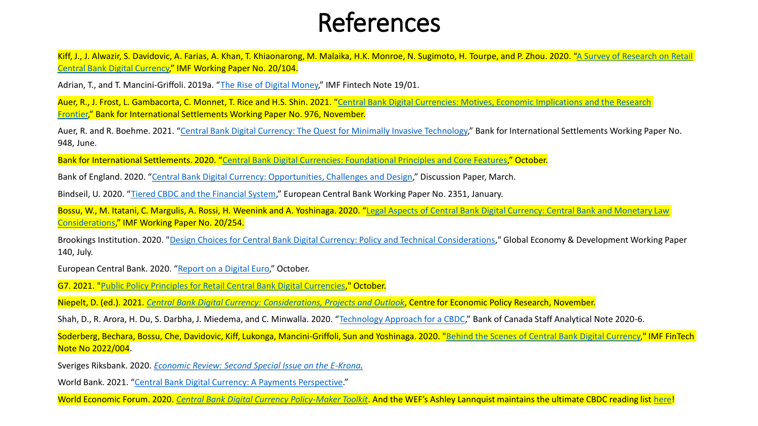# References

Kiff, J., J. Alwazir, S. Davidovic, A. Farias, A. Khan, T. Khiaonarong, M. Malaika, H.K. Monroe, N. Sugimoto, H. Tourpe, and P. Zhou. 2020. "A Survey of Research on Retail Central Bank Digital Currency," IMF Working Paper No. 20/104.

Adrian, T., and T. Mancini-Griffoli. 2019a. "The Rise of Digital Money," IMF Fintech Note 19/01.

Auer, R., J. Frost, L. Gambacorta, C. Monnet, T. Rice and H.S. Shin. 2021. "Central Bank Digital Currencies: Motives, Economic Implications and the Research Frontier," Bank for International Settlements Working Paper No. 976, November.

Auer, R. and R. Boehme. 2021. "Central Bank Digital Currency: The Quest for Minimally Invasive Technology," Bank for International Settlements Working Paper No. 948, June.

Bank for International Settlements. 2020. "Central Bank Digital Currencies: Foundational Principles and Core Features," October.

Bank of England. 2020. "Central Bank Digital Currency: Opportunities, Challenges and Design," Discussion Paper, March.

Bindseil, U. 2020. "Tiered CBDC and the Financial System," European Central Bank Working Paper No. 2351, January.

Bossu, W., M. Itatani, C. Margulis, A. Rossi, H. Weenink and A. Yoshinaga. 2020. "Legal Aspects of Central Bank Digital Currency: Central Bank and Monetary Law Considerations," IMF Working Paper No. 20/254.

Brookings Institution. 2020. "Design Choices for Central Bank Digital Currency: Policy and Technical Considerations," Global Economy & Development Working Paper 140, July.

European Central Bank. 2020. "Report on a Digital Euro," October.

G7. 2021. "Public Policy Principles for Retail Central Bank Digital Currencies," October.

Niepelt, D. (ed.). 2021. *Central Bank Digital Currency: Considerations, Projects and Outlook*, Centre for Economic Policy Research, November.

Shah, D., R. Arora, H. Du, S. Darbha, J. Miedema, and C. Minwalla. 2020. "Technology Approach for a CBDC," Bank of Canada Staff Analytical Note 2020-6.

Soderberg, Bechara, Bossu, Che, Davidovic, Kiff, Lukonga, Mancini-Griffoli, Sun and Yoshinaga. 2020. "Behind the Scenes of Central Bank Digital Currency," IMF FinTech Note No 2022/004.

Sveriges Riksbank. 2020. *Economic Review: Second Special Issue on the E-Krona.*

World Bank. 2021. "Central Bank Digital Currency: A Payments Perspective."

World Economic Forum. 2020. *Central Bank Digital Currency Policy-Maker Toolkit*. And the WEF's Ashley Lannquist maintains the ultimate CBDC reading list here!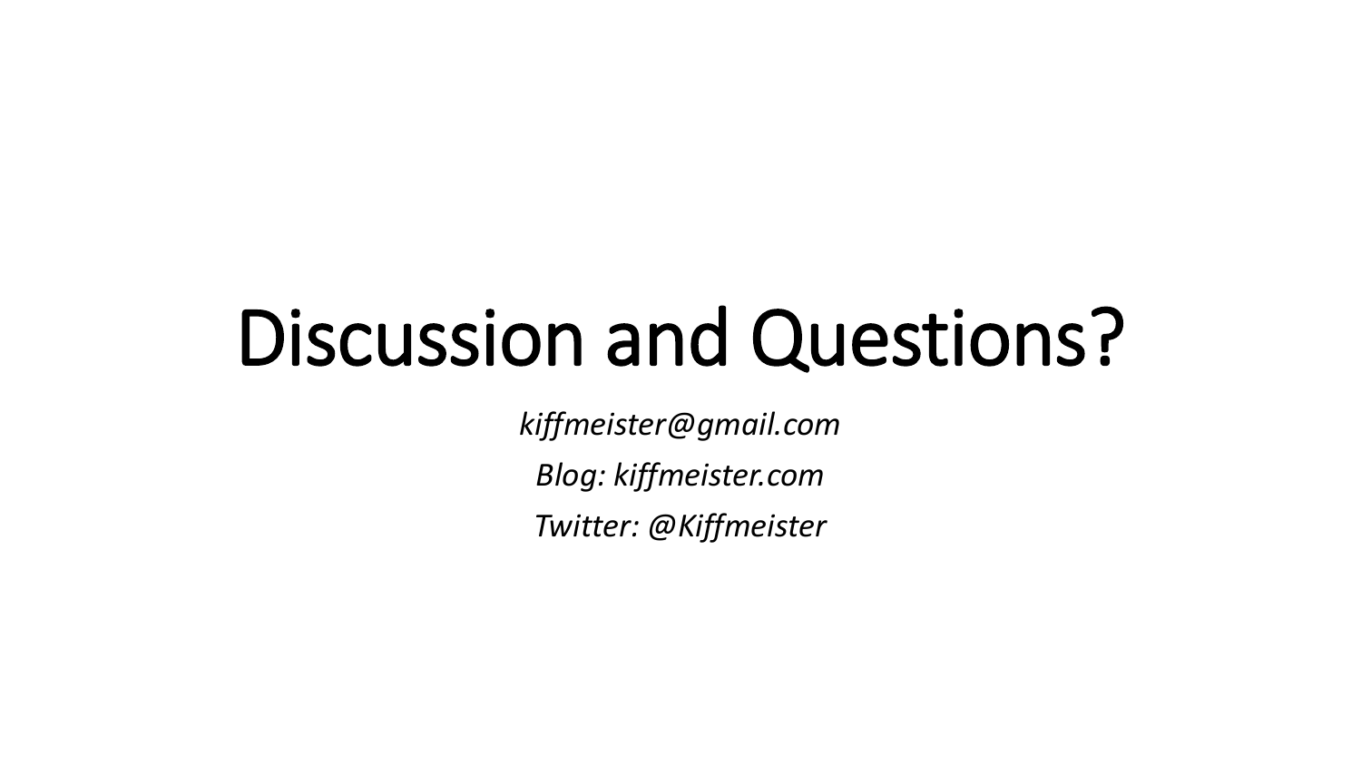# Discussion and Questions?

*kiffmeister@gmail.com*

*Blog: kiffmeister.com*

*Twitter: @Kiffmeister*